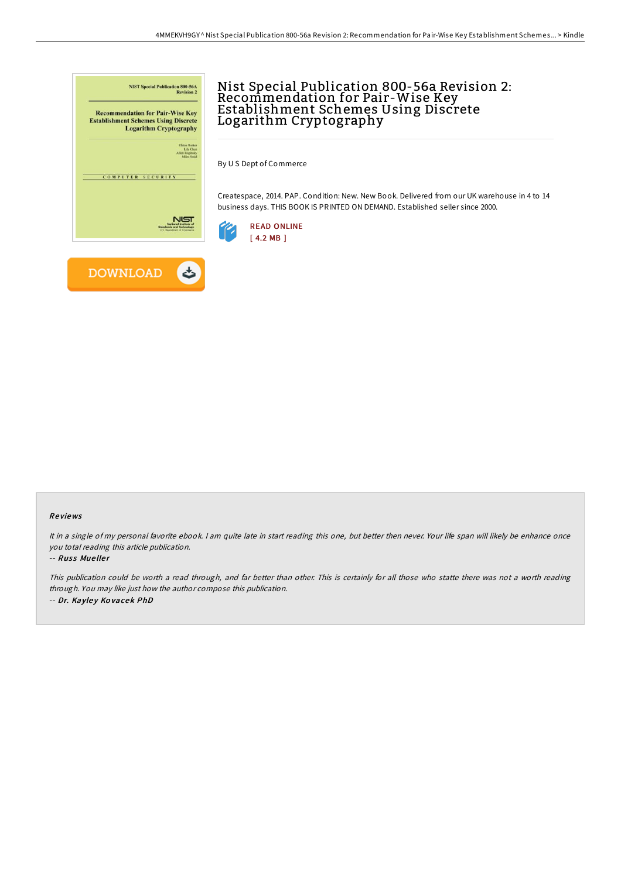# Nist Special Publication 800-56a Revision 2: Recommendation for Pair-Wise Key Establishment Schemes Using Discrete Logarithm Cryptography

By U S Dept of Commerce

Createspace, 2014. PAP. Condition: New. New Book. Delivered from our UK warehouse in 4 to 14 business days. THIS BOOK IS PRINTED ON DEMAND. Established seller since 2000.

READ ONLINE
[ 4.2 MB ]

DOWNLOAD

### Reviews

*It in a single of my personal favorite ebook. I am quite late in start reading this one, but better then never. Your life span will likely be enhance once you total reading this article publication.*

-- *Russ Mueller*

*This publication could be worth a read through, and far better than other. This is certainly for all those who statte there was not a worth reading through. You may like just how the author compose this publication.*

-- *Dr. Kayley Kovacek PhD*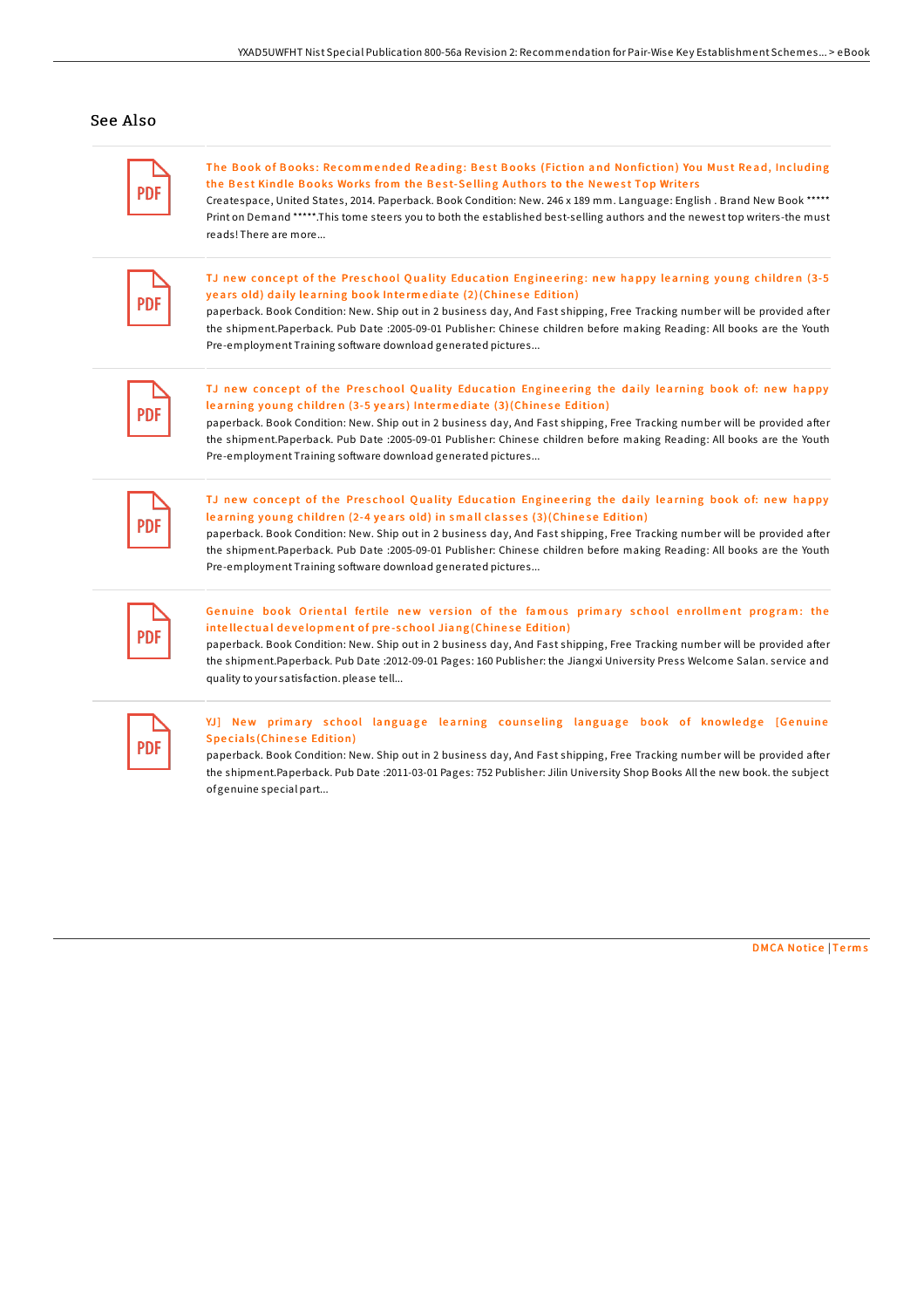## See Also

PDF

**The Book of Books: Recommended Reading: Best Books (Fiction and Nonfiction) You Must Read, Including the Best Kindle Books Works from the Best-Selling Authors to the Newest Top Writers**

Createspace, United States, 2014. Paperback. Book Condition: New. 246 x 189 mm. Language: English . Brand New Book ***** Print on Demand *****.This tome steers you to both the established best-selling authors and the newest top writers-the must reads! There are more...

PDF

**TJ new concept of the Preschool Quality Education Engineering: new happy learning young children (3-5 years old) daily learning book Intermediate (2)(Chinese Edition)**

paperback. Book Condition: New. Ship out in 2 business day, And Fast shipping, Free Tracking number will be provided after the shipment.Paperback. Pub Date :2005-09-01 Publisher: Chinese children before making Reading: All books are the Youth Pre-employment Training software download generated pictures...

PDF

**TJ new concept of the Preschool Quality Education Engineering the daily learning book of: new happy learning young children (3-5 years) Intermediate (3)(Chinese Edition)**

paperback. Book Condition: New. Ship out in 2 business day, And Fast shipping, Free Tracking number will be provided after the shipment.Paperback. Pub Date :2005-09-01 Publisher: Chinese children before making Reading: All books are the Youth Pre-employment Training software download generated pictures...

PDF

**TJ new concept of the Preschool Quality Education Engineering the daily learning book of: new happy learning young children (2-4 years old) in small classes (3)(Chinese Edition)**

paperback. Book Condition: New. Ship out in 2 business day, And Fast shipping, Free Tracking number will be provided after the shipment.Paperback. Pub Date :2005-09-01 Publisher: Chinese children before making Reading: All books are the Youth Pre-employment Training software download generated pictures...

PDF

**Genuine book Oriental fertile new version of the famous primary school enrollment program: the intellectual development of pre-school Jiang(Chinese Edition)**

paperback. Book Condition: New. Ship out in 2 business day, And Fast shipping, Free Tracking number will be provided after the shipment.Paperback. Pub Date :2012-09-01 Pages: 160 Publisher: the Jiangxi University Press Welcome Salan. service and quality to your satisfaction. please tell...

PDF

**YJ] New primary school language learning counseling language book of knowledge [Genuine Specials(Chinese Edition)**

paperback. Book Condition: New. Ship out in 2 business day, And Fast shipping, Free Tracking number will be provided after the shipment.Paperback. Pub Date :2011-03-01 Pages: 752 Publisher: Jilin University Shop Books All the new book. the subject of genuine special part...

DMCA Notice | Terms